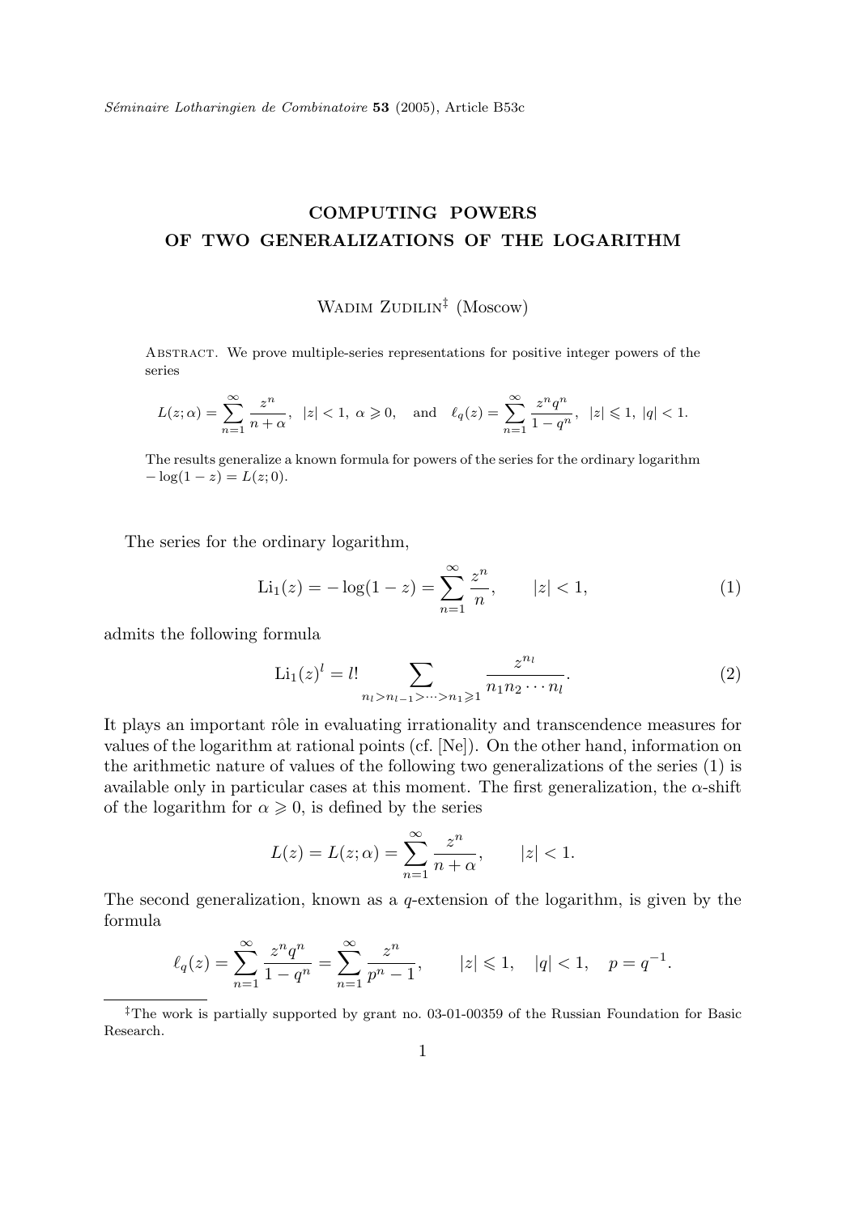# COMPUTING POWERS OF TWO GENERALIZATIONS OF THE LOGARITHM

Wadim Zudilin[‡] (Moscow)

Abstract. We prove multiple-series representations for positive integer powers of the series

$$L(z;\alpha)=\sum_{n=1}^{\infty}\frac{z^n}{n+\alpha},\ \ |z|<1,\ \alpha\geqslant 0,\quad \text{and}\quad \ell_q(z)=\sum_{n=1}^{\infty}\frac{z^nq^n}{1-q^n},\ \ |z|\leqslant 1,\ |q|<1.$$

The results generalize a known formula for powers of the series for the ordinary logarithm $-\log(1-z)=L(z;0)$.

The series for the ordinary logarithm,

$$\mathrm{Li}_1(z)=-\log(1-z)=\sum_{n=1}^{\infty}\frac{z^n}{n},\qquad |z|<1, \tag{1}$$

admits the following formula

$$\mathrm{Li}_1(z)^l=l!\sum_{n_l>n_{l-1}>\cdots>n_1\geqslant 1}\frac{z^{n_l}}{n_1n_2\cdots n_l}. \tag{2}$$

It plays an important rôle in evaluating irrationality and transcendence measures for values of the logarithm at rational points (cf. [Ne]). On the other hand, information on the arithmetic nature of values of the following two generalizations of the series (1) is available only in particular cases at this moment. The first generalization, the $\alpha$-shift of the logarithm for $\alpha\geqslant 0$, is defined by the series

$$L(z)=L(z;\alpha)=\sum_{n=1}^{\infty}\frac{z^n}{n+\alpha},\qquad |z|<1.$$

The second generalization, known as a $q$-extension of the logarithm, is given by the formula

$$\ell_q(z)=\sum_{n=1}^{\infty}\frac{z^nq^n}{1-q^n}=\sum_{n=1}^{\infty}\frac{z^n}{p^n-1},\qquad |z|\leqslant 1,\quad |q|<1,\quad p=q^{-1}.$$

---

[‡]The work is partially supported by grant no. 03-01-00359 of the Russian Foundation for Basic Research.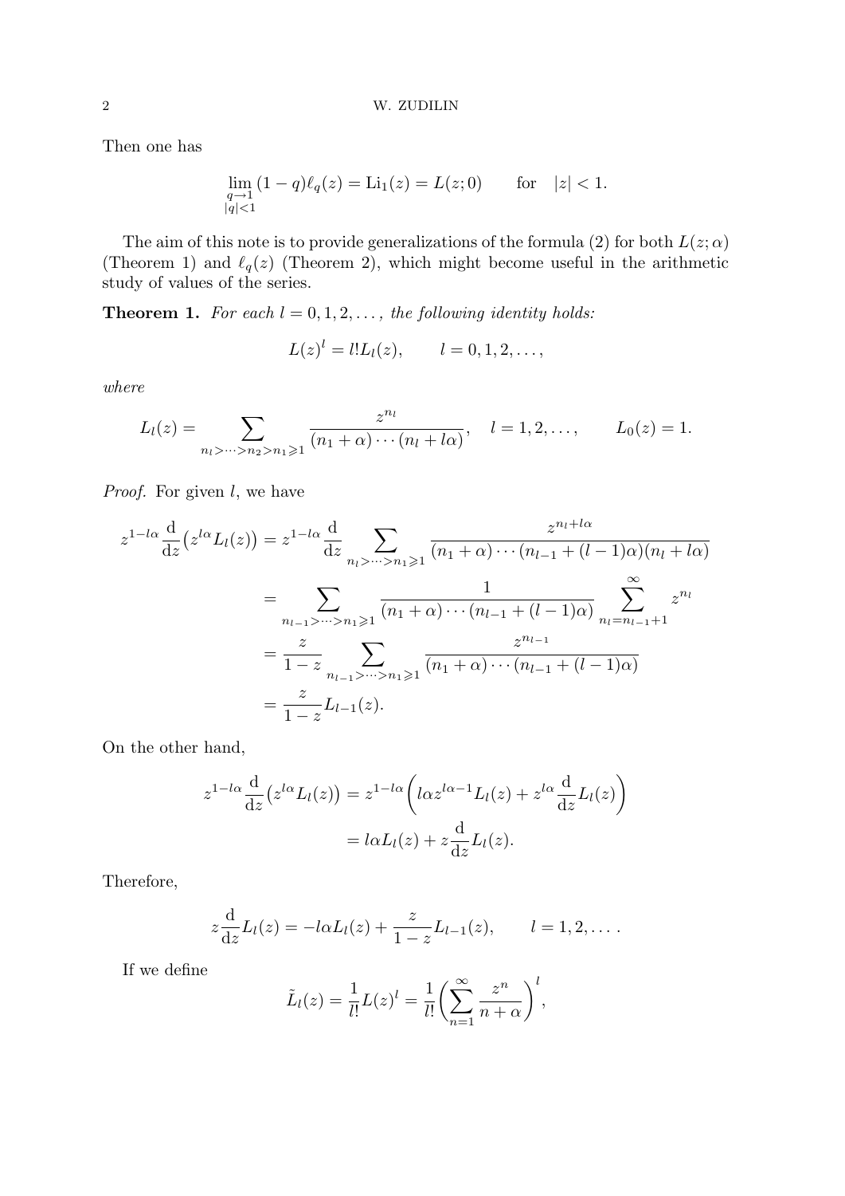Then one has

$$\lim_{\substack{q\to 1\\ |q|<1}} (1-q)\ell_q(z) = \operatorname{Li}_1(z) = L(z;0) \qquad \text{for} \quad |z|<1.$$

The aim of this note is to provide generalizations of the formula (2) for both $L(z;\alpha)$ (Theorem 1) and $\ell_q(z)$ (Theorem 2), which might become useful in the arithmetic study of values of the series.

**Theorem 1.** *For each $l = 0, 1, 2, \dots$, the following identity holds:*

$$L(z)^l = l! L_l(z), \qquad l = 0, 1, 2, \dots,$$

*where*

$$L_l(z) = \sum_{n_l > \dots > n_2 > n_1 \geqslant 1} \frac{z^{n_l}}{(n_1+\alpha)\cdots(n_l+l\alpha)}, \quad l = 1, 2, \dots, \qquad L_0(z) = 1.$$

*Proof.* For given $l$, we have

$$\begin{aligned}
z^{1-l\alpha}\frac{\mathrm{d}}{\mathrm{d}z}\big(z^{l\alpha}L_l(z)\big) &= z^{1-l\alpha}\frac{\mathrm{d}}{\mathrm{d}z}\sum_{n_l > \dots > n_1 \geqslant 1} \frac{z^{n_l+l\alpha}}{(n_1+\alpha)\cdots(n_{l-1}+(l-1)\alpha)(n_l+l\alpha)} \\
&= \sum_{n_{l-1} > \dots > n_1 \geqslant 1} \frac{1}{(n_1+\alpha)\cdots(n_{l-1}+(l-1)\alpha)} \sum_{n_l=n_{l-1}+1}^{\infty} z^{n_l} \\
&= \frac{z}{1-z} \sum_{n_{l-1} > \dots > n_1 \geqslant 1} \frac{z^{n_{l-1}}}{(n_1+\alpha)\cdots(n_{l-1}+(l-1)\alpha)} \\
&= \frac{z}{1-z} L_{l-1}(z).
\end{aligned}$$

On the other hand,

$$\begin{aligned}
z^{1-l\alpha}\frac{\mathrm{d}}{\mathrm{d}z}\big(z^{l\alpha}L_l(z)\big) &= z^{1-l\alpha}\bigg(l\alpha z^{l\alpha-1}L_l(z) + z^{l\alpha}\frac{\mathrm{d}}{\mathrm{d}z}L_l(z)\bigg) \\
&= l\alpha L_l(z) + z\frac{\mathrm{d}}{\mathrm{d}z}L_l(z).
\end{aligned}$$

Therefore,

$$z\frac{\mathrm{d}}{\mathrm{d}z}L_l(z) = -l\alpha L_l(z) + \frac{z}{1-z}L_{l-1}(z), \qquad l = 1, 2, \dots.$$

If we define

$$\tilde{L}_l(z) = \frac{1}{l!}L(z)^l = \frac{1}{l!}\bigg(\sum_{n=1}^{\infty}\frac{z^n}{n+\alpha}\bigg)^l,$$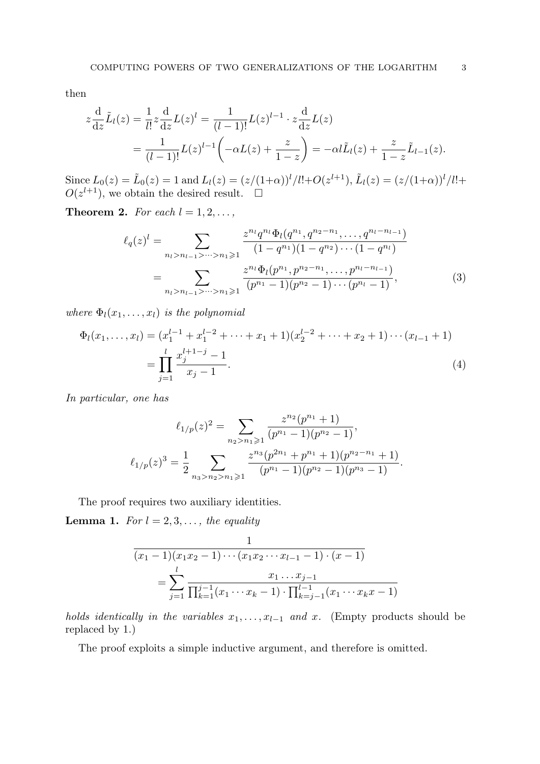then

$$
\begin{aligned}
z\frac{\mathrm{d}}{\mathrm{d}z}\tilde{L}_l(z) &= \frac{1}{l!}z\frac{\mathrm{d}}{\mathrm{d}z}L(z)^l = \frac{1}{(l-1)!}L(z)^{l-1}\cdot z\frac{\mathrm{d}}{\mathrm{d}z}L(z) \\
&= \frac{1}{(l-1)!}L(z)^{l-1}\biggl(-\alpha L(z) + \frac{z}{1-z}\biggr) = -\alpha l\tilde{L}_l(z) + \frac{z}{1-z}\tilde{L}_{l-1}(z).
\end{aligned}
$$

Since $L_0(z) = \tilde{L}_0(z) = 1$ and $L_l(z) = (z/(1+\alpha))^l/l! + O(z^{l+1})$, $\tilde{L}_l(z) = (z/(1+\alpha))^l/l! + O(z^{l+1})$, we obtain the desired result. $\square$

**Theorem 2.** *For each $l = 1, 2, \dots,$*

$$
\begin{aligned}
\ell_q(z)^l &= \sum_{n_l > n_{l-1} > \cdots > n_1 \geqslant 1} \frac{z^{n_l}q^{n_l}\Phi_l(q^{n_1}, q^{n_2-n_1}, \dots, q^{n_l-n_{l-1}})}{(1-q^{n_1})(1-q^{n_2})\cdots(1-q^{n_l})} \\
&= \sum_{n_l > n_{l-1} > \cdots > n_1 \geqslant 1} \frac{z^{n_l}\Phi_l(p^{n_1}, p^{n_2-n_1}, \dots, p^{n_l-n_{l-1}})}{(p^{n_1}-1)(p^{n_2}-1)\cdots(p^{n_l}-1)},
\end{aligned}
\tag{3}
$$

*where $\Phi_l(x_1, \dots, x_l)$ is the polynomial*

$$
\begin{aligned}
\Phi_l(x_1, \dots, x_l) &= (x_1^{l-1} + x_1^{l-2} + \cdots + x_1 + 1)(x_2^{l-2} + \cdots + x_2 + 1)\cdots(x_{l-1}+1) \\
&= \prod_{j=1}^{l} \frac{x_j^{l+1-j} - 1}{x_j - 1}.
\end{aligned}
\tag{4}
$$

*In particular, one has*

$$
\ell_{1/p}(z)^2 = \sum_{n_2 > n_1 \geqslant 1} \frac{z^{n_2}(p^{n_1}+1)}{(p^{n_1}-1)(p^{n_2}-1)},
$$

$$
\ell_{1/p}(z)^3 = \frac{1}{2}\sum_{n_3 > n_2 > n_1 \geqslant 1} \frac{z^{n_3}(p^{2n_1} + p^{n_1} + 1)(p^{n_2-n_1}+1)}{(p^{n_1}-1)(p^{n_2}-1)(p^{n_3}-1)}.
$$

The proof requires two auxiliary identities.

**Lemma 1.** *For $l = 2, 3, \dots,$ the equality*

$$
\begin{aligned}
&\frac{1}{(x_1-1)(x_1x_2-1)\cdots(x_1x_2\cdots x_{l-1}-1)\cdot(x-1)} \\
&\qquad = \sum_{j=1}^{l} \frac{x_1\dots x_{j-1}}{\prod_{k=1}^{j-1}(x_1\cdots x_k - 1)\cdot\prod_{k=j-1}^{l-1}(x_1\cdots x_k x - 1)}
\end{aligned}
$$

*holds identically in the variables $x_1, \dots, x_{l-1}$ and $x$.* (Empty products should be replaced by 1.)

The proof exploits a simple inductive argument, and therefore is omitted.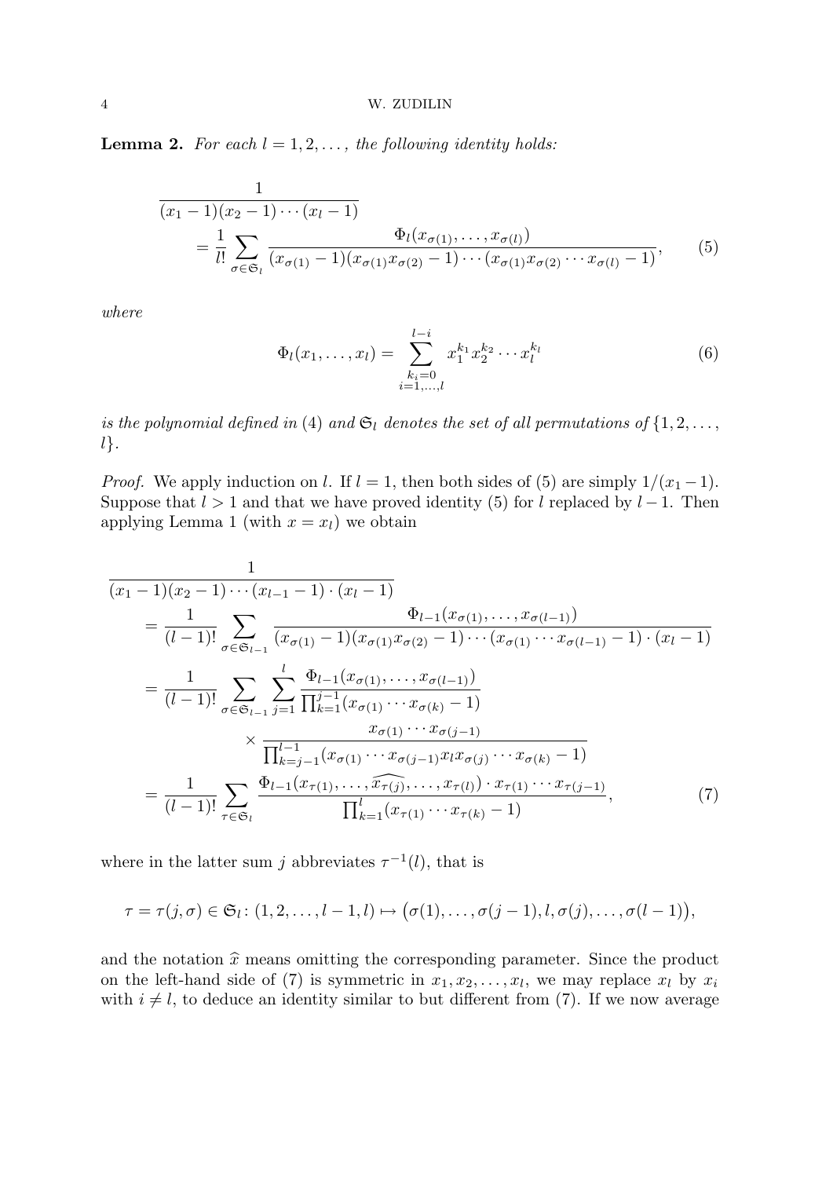**Lemma 2.** *For each $l = 1, 2, \dots,$ the following identity holds:*

$$
\begin{aligned}
&\frac{1}{(x_1-1)(x_2-1)\cdots(x_l-1)} \\
&\quad = \frac{1}{l!}\sum_{\sigma\in\mathfrak{S}_l} \frac{\Phi_l(x_{\sigma(1)},\dots,x_{\sigma(l)})}{(x_{\sigma(1)}-1)(x_{\sigma(1)}x_{\sigma(2)}-1)\cdots(x_{\sigma(1)}x_{\sigma(2)}\cdots x_{\sigma(l)}-1)},
\end{aligned}
\tag{5}
$$

*where*

$$
\Phi_l(x_1,\dots,x_l) = \sum_{\substack{k_i=0\\ i=1,\dots,l}}^{l-i} x_1^{k_1}x_2^{k_2}\cdots x_l^{k_l}
\tag{6}
$$

*is the polynomial defined in* (4) *and $\mathfrak{S}_l$ denotes the set of all permutations of $\{1,2,\dots,$ $l\}$.*

*Proof.* We apply induction on $l$. If $l=1$, then both sides of (5) are simply $1/(x_1-1)$. Suppose that $l>1$ and that we have proved identity (5) for $l$ replaced by $l-1$. Then applying Lemma 1 (with $x=x_l$) we obtain

$$
\begin{aligned}
&\frac{1}{(x_1-1)(x_2-1)\cdots(x_{l-1}-1)\cdot(x_l-1)} \\
&\quad = \frac{1}{(l-1)!}\sum_{\sigma\in\mathfrak{S}_{l-1}} \frac{\Phi_{l-1}(x_{\sigma(1)},\dots,x_{\sigma(l-1)})}{(x_{\sigma(1)}-1)(x_{\sigma(1)}x_{\sigma(2)}-1)\cdots(x_{\sigma(1)}\cdots x_{\sigma(l-1)}-1)\cdot(x_l-1)} \\
&\quad = \frac{1}{(l-1)!}\sum_{\sigma\in\mathfrak{S}_{l-1}}\sum_{j=1}^{l} \frac{\Phi_{l-1}(x_{\sigma(1)},\dots,x_{\sigma(l-1)})}{\prod_{k=1}^{j-1}(x_{\sigma(1)}\cdots x_{\sigma(k)}-1)} \\
&\qquad\qquad \times \frac{x_{\sigma(1)}\cdots x_{\sigma(j-1)}}{\prod_{k=j-1}^{l-1}(x_{\sigma(1)}\cdots x_{\sigma(j-1)}x_l x_{\sigma(j)}\cdots x_{\sigma(k)}-1)} \\
&\quad = \frac{1}{(l-1)!}\sum_{\tau\in\mathfrak{S}_l} \frac{\Phi_{l-1}(x_{\tau(1)},\dots,\widehat{x_{\tau(j)}},\dots,x_{\tau(l)})\cdot x_{\tau(1)}\cdots x_{\tau(j-1)}}{\prod_{k=1}^{l}(x_{\tau(1)}\cdots x_{\tau(k)}-1)},
\end{aligned}
\tag{7}
$$

where in the latter sum $j$ abbreviates $\tau^{-1}(l)$, that is

$$
\tau = \tau(j,\sigma)\in\mathfrak{S}_l\colon (1,2,\dots,l-1,l)\mapsto\big(\sigma(1),\dots,\sigma(j-1),l,\sigma(j),\dots,\sigma(l-1)\big),
$$

and the notation $\widehat{x}$ means omitting the corresponding parameter. Since the product on the left-hand side of (7) is symmetric in $x_1,x_2,\dots,x_l$, we may replace $x_l$ by $x_i$ with $i\ne l$, to deduce an identity similar to but different from (7). If we now average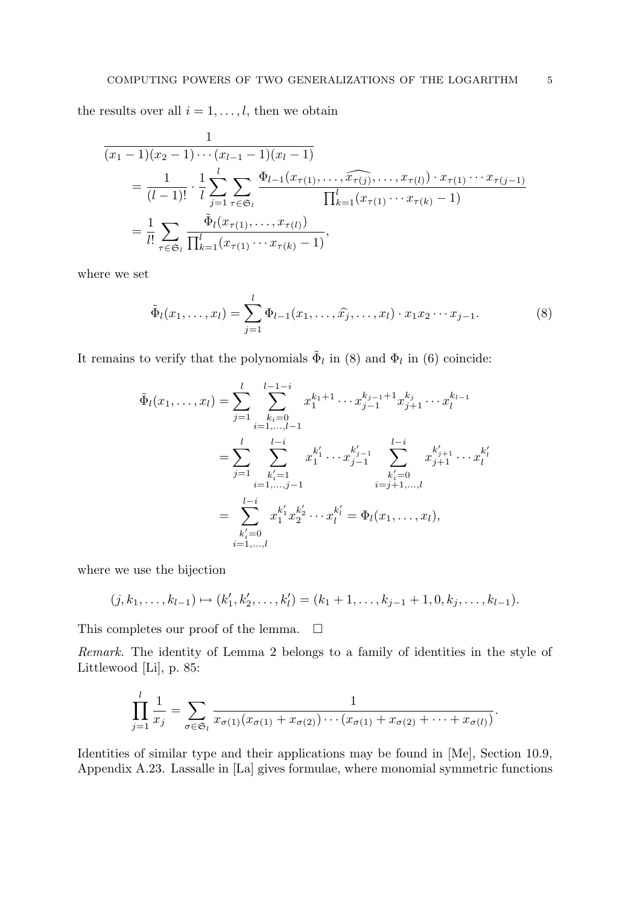the results over all $i = 1, \ldots, l$, then we obtain

$$
\begin{aligned}
&\frac{1}{(x_1-1)(x_2-1)\cdots(x_{l-1}-1)(x_l-1)} \\
&\quad = \frac{1}{(l-1)!} \cdot \frac{1}{l} \sum_{j=1}^{l} \sum_{\tau \in \mathfrak{S}_l} \frac{\Phi_{l-1}(x_{\tau(1)}, \ldots, \widehat{x_{\tau(j)}}, \ldots, x_{\tau(l)}) \cdot x_{\tau(1)} \cdots x_{\tau(j-1)}}{\prod_{k=1}^{l}(x_{\tau(1)} \cdots x_{\tau(k)} - 1)} \\
&\quad = \frac{1}{l!} \sum_{\tau \in \mathfrak{S}_l} \frac{\tilde{\Phi}_l(x_{\tau(1)}, \ldots, x_{\tau(l)})}{\prod_{k=1}^{l}(x_{\tau(1)} \cdots x_{\tau(k)} - 1)},
\end{aligned}
$$

where we set

$$
\tilde{\Phi}_l(x_1, \ldots, x_l) = \sum_{j=1}^{l} \Phi_{l-1}(x_1, \ldots, \widehat{x_j}, \ldots, x_l) \cdot x_1 x_2 \cdots x_{j-1}. \tag{8}
$$

It remains to verify that the polynomials $\tilde{\Phi}_l$ in (8) and $\Phi_l$ in (6) coincide:

$$
\begin{aligned}
\tilde{\Phi}_l(x_1, \ldots, x_l) &= \sum_{j=1}^{l} \sum_{\substack{k_i=0 \\ i=1,\ldots,l-1}}^{l-1-i} x_1^{k_1+1} \cdots x_{j-1}^{k_{j-1}+1} x_{j+1}^{k_j} \cdots x_l^{k_{l-1}} \\
&= \sum_{j=1}^{l} \sum_{\substack{k_i'=1 \\ i=1,\ldots,j-1}}^{l-i} x_1^{k_1'} \cdots x_{j-1}^{k_{j-1}'} \sum_{\substack{k_i'=0 \\ i=j+1,\ldots,l}}^{l-i} x_{j+1}^{k_{j+1}'} \cdots x_l^{k_l'} \\
&= \sum_{\substack{k_i'=0 \\ i=1,\ldots,l}}^{l-i} x_1^{k_1'} x_2^{k_2'} \cdots x_l^{k_l'} = \Phi_l(x_1, \ldots, x_l),
\end{aligned}
$$

where we use the bijection

$$
(j, k_1, \ldots, k_{l-1}) \mapsto (k_1', k_2', \ldots, k_l') = (k_1+1, \ldots, k_{j-1}+1, 0, k_j, \ldots, k_{l-1}).
$$

This completes our proof of the lemma. $\square$

*Remark.* The identity of Lemma 2 belongs to a family of identities in the style of Littlewood [Li], p. 85:

$$
\prod_{j=1}^{l} \frac{1}{x_j} = \sum_{\sigma \in \mathfrak{S}_l} \frac{1}{x_{\sigma(1)}(x_{\sigma(1)} + x_{\sigma(2)}) \cdots (x_{\sigma(1)} + x_{\sigma(2)} + \cdots + x_{\sigma(l)})}.
$$

Identities of similar type and their applications may be found in [Me], Section 10.9, Appendix A.23. Lassalle in [La] gives formulae, where monomial symmetric functions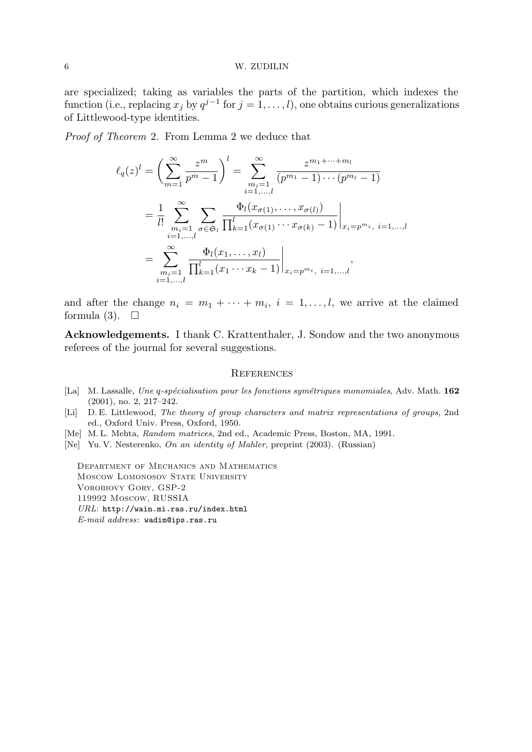are specialized; taking as variables the parts of the partition, which indexes the function (i.e., replacing $x_j$ by $q^{j-1}$ for $j = 1, \dots, l$), one obtains curious generalizations of Littlewood-type identities.

*Proof of Theorem* 2. From Lemma 2 we deduce that

$$\begin{aligned}
\ell_q(z)^l &= \left( \sum_{m=1}^{\infty} \frac{z^m}{p^m - 1} \right)^l = \sum_{\substack{m_i=1 \\ i=1,\dots,l}}^{\infty} \frac{z^{m_1+\dots+m_l}}{(p^{m_1} - 1)\cdots(p^{m_l} - 1)} \\
&= \frac{1}{l!} \sum_{\substack{m_i=1 \\ i=1,\dots,l}}^{\infty} \sum_{\sigma \in \mathfrak{S}_l} \frac{\Phi_l(x_{\sigma(1)}, \dots, x_{\sigma(l)})}{\prod_{k=1}^{l}(x_{\sigma(1)} \cdots x_{\sigma(k)} - 1)} \bigg|_{x_i = p^{m_i},\ i=1,\dots,l} \\
&= \sum_{\substack{m_i=1 \\ i=1,\dots,l}}^{\infty} \frac{\Phi_l(x_1, \dots, x_l)}{\prod_{k=1}^{l}(x_1 \cdots x_k - 1)} \bigg|_{x_i = p^{m_i},\ i=1,\dots,l},
\end{aligned}$$

and after the change $n_i = m_1 + \dots + m_i$, $i = 1, \dots, l$, we arrive at the claimed formula (3). $\square$

**Acknowledgements.** I thank C. Krattenthaler, J. Sondow and the two anonymous referees of the journal for several suggestions.

## References

[La] M. Lassalle, *Une q-spécialisation pour les fonctions symétriques monomiales*, Adv. Math. **162** (2001), no. 2, 217–242.

[Li] D. E. Littlewood, *The theory of group characters and matrix representations of groups*, 2nd ed., Oxford Univ. Press, Oxford, 1950.

[Me] M. L. Mehta, *Random matrices*, 2nd ed., Academic Press, Boston, MA, 1991.

[Ne] Yu. V. Nesterenko, *On an identity of Mahler*, preprint (2003). (Russian)

Department of Mechanics and Mathematics
Moscow Lomonosov State University
Vorobiovy Gory, GSP-2
119992 Moscow, RUSSIA
*URL*: `http://wain.mi.ras.ru/index.html`
*E-mail address*: `wadim@ips.ras.ru`